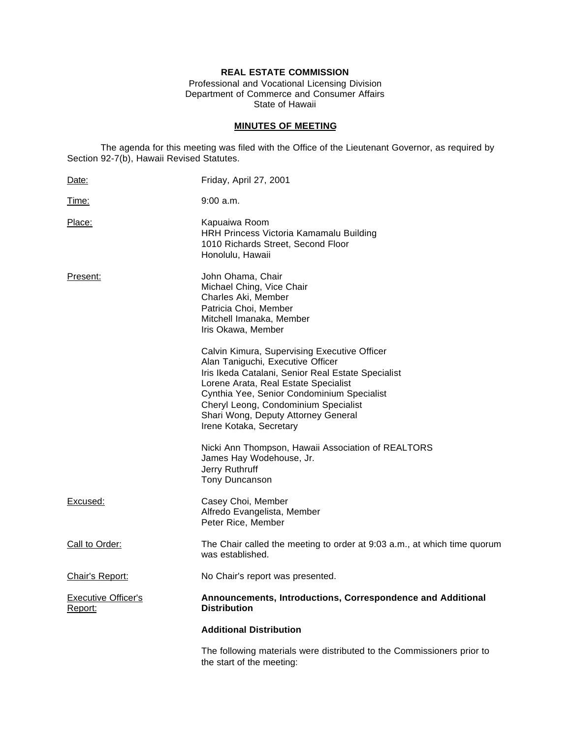**REAL ESTATE COMMISSION**
Professional and Vocational Licensing Division
Department of Commerce and Consumer Affairs
State of Hawaii

**MINUTES OF MEETING**

The agenda for this meeting was filed with the Office of the Lieutenant Governor, as required by Section 92-7(b), Hawaii Revised Statutes.

Date: Friday, April 27, 2001

Time: 9:00 a.m.

Place: Kapuaiwa Room
HRH Princess Victoria Kamamalu Building
1010 Richards Street, Second Floor
Honolulu, Hawaii

Present:
John Ohama, Chair
Michael Ching, Vice Chair
Charles Aki, Member
Patricia Choi, Member
Mitchell Imanaka, Member
Iris Okawa, Member

Calvin Kimura, Supervising Executive Officer
Alan Taniguchi, Executive Officer
Iris Ikeda Catalani, Senior Real Estate Specialist
Lorene Arata, Real Estate Specialist
Cynthia Yee, Senior Condominium Specialist
Cheryl Leong, Condominium Specialist
Shari Wong, Deputy Attorney General
Irene Kotaka, Secretary

Nicki Ann Thompson, Hawaii Association of REALTORS
James Hay Wodehouse, Jr.
Jerry Ruthruff
Tony Duncanson

Excused:
Casey Choi, Member
Alfredo Evangelista, Member
Peter Rice, Member

Call to Order: The Chair called the meeting to order at 9:03 a.m., at which time quorum was established.

Chair's Report: No Chair's report was presented.

Executive Officer's Report: **Announcements, Introductions, Correspondence and Additional Distribution**

**Additional Distribution**

The following materials were distributed to the Commissioners prior to the start of the meeting: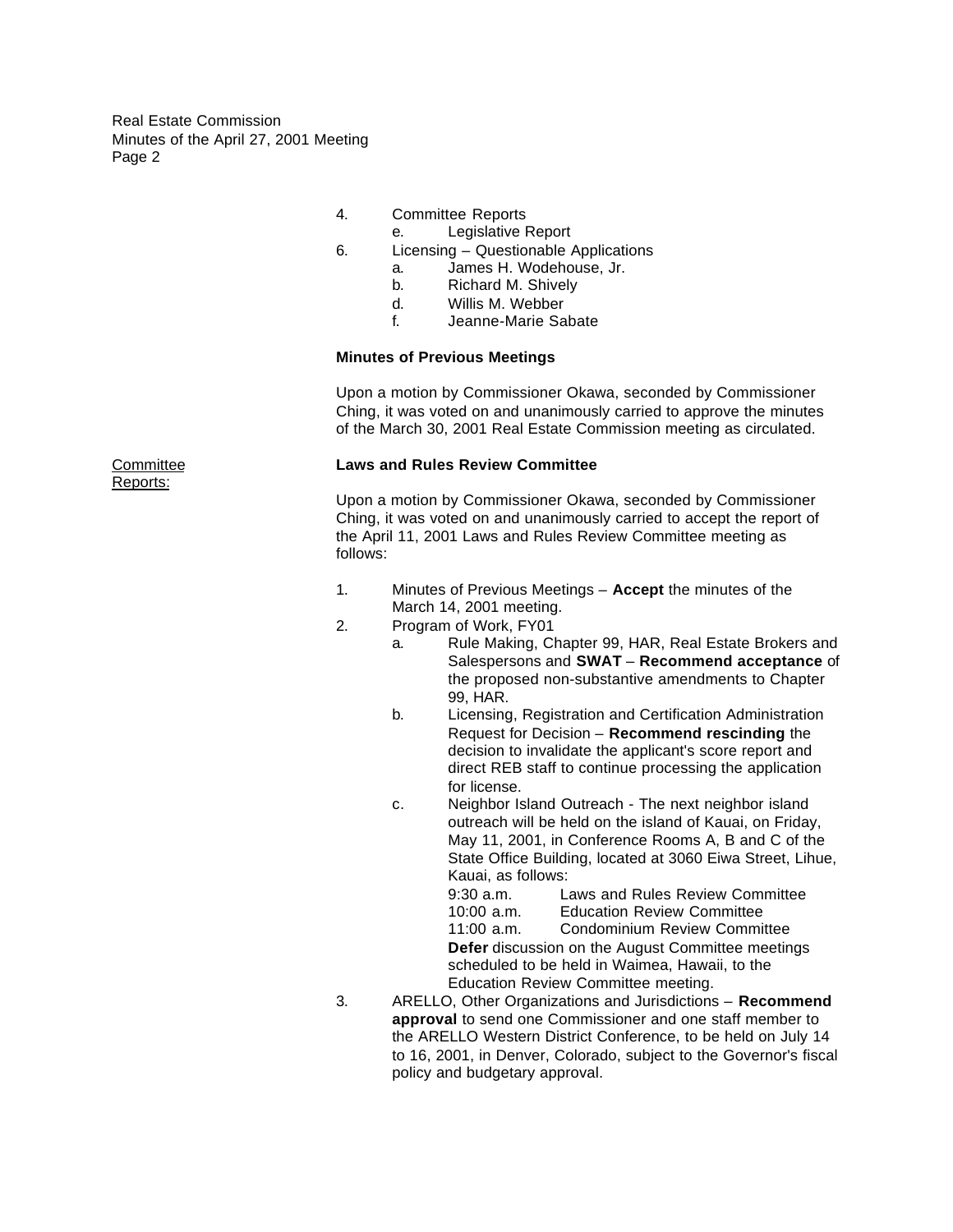4. Committee Reports
   e. Legislative Report
6. Licensing – Questionable Applications
   a. James H. Wodehouse, Jr.
   b. Richard M. Shively
   d. Willis M. Webber
   f. Jeanne-Marie Sabate

**Minutes of Previous Meetings**

Upon a motion by Commissioner Okawa, seconded by Commissioner Ching, it was voted on and unanimously carried to approve the minutes of the March 30, 2001 Real Estate Commission meeting as circulated.

Committee Reports:

**Laws and Rules Review Committee**

Upon a motion by Commissioner Okawa, seconded by Commissioner Ching, it was voted on and unanimously carried to accept the report of the April 11, 2001 Laws and Rules Review Committee meeting as follows:

1. Minutes of Previous Meetings – **Accept** the minutes of the March 14, 2001 meeting.
2. Program of Work, FY01
   a. Rule Making, Chapter 99, HAR, Real Estate Brokers and Salespersons and **SWAT** – **Recommend acceptance** of the proposed non-substantive amendments to Chapter 99, HAR.
   b. Licensing, Registration and Certification Administration Request for Decision – **Recommend rescinding** the decision to invalidate the applicant's score report and direct REB staff to continue processing the application for license.
   c. Neighbor Island Outreach - The next neighbor island outreach will be held on the island of Kauai, on Friday, May 11, 2001, in Conference Rooms A, B and C of the State Office Building, located at 3060 Eiwa Street, Lihue, Kauai, as follows:

      9:30 a.m. Laws and Rules Review Committee
      10:00 a.m. Education Review Committee
      11:00 a.m. Condominium Review Committee

      **Defer** discussion on the August Committee meetings scheduled to be held in Waimea, Hawaii, to the Education Review Committee meeting.
3. ARELLO, Other Organizations and Jurisdictions – **Recommend approval** to send one Commissioner and one staff member to the ARELLO Western District Conference, to be held on July 14 to 16, 2001, in Denver, Colorado, subject to the Governor's fiscal policy and budgetary approval.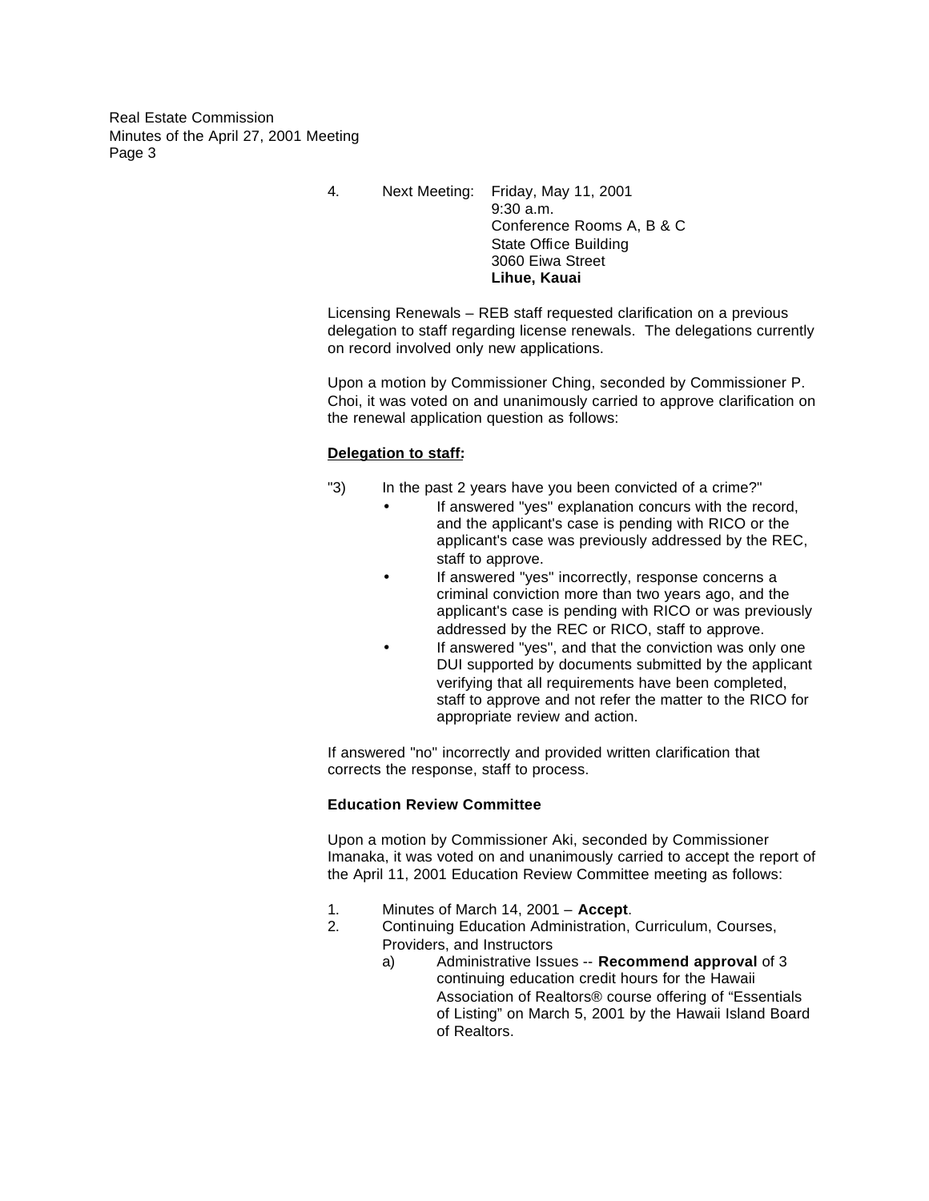4. Next Meeting: Friday, May 11, 2001
   9:30 a.m.
   Conference Rooms A, B & C
   State Office Building
   3060 Eiwa Street
   **Lihue, Kauai**

Licensing Renewals – REB staff requested clarification on a previous delegation to staff regarding license renewals. The delegations currently on record involved only new applications.

Upon a motion by Commissioner Ching, seconded by Commissioner P. Choi, it was voted on and unanimously carried to approve clarification on the renewal application question as follows:

**<u>Delegation to staff:</u>**

"3) In the past 2 years have you been convicted of a crime?"

- If answered "yes" explanation concurs with the record, and the applicant's case is pending with RICO or the applicant's case was previously addressed by the REC, staff to approve.
- If answered "yes" incorrectly, response concerns a criminal conviction more than two years ago, and the applicant's case is pending with RICO or was previously addressed by the REC or RICO, staff to approve.
- If answered "yes", and that the conviction was only one DUI supported by documents submitted by the applicant verifying that all requirements have been completed, staff to approve and not refer the matter to the RICO for appropriate review and action.

If answered "no" incorrectly and provided written clarification that corrects the response, staff to process.

**Education Review Committee**

Upon a motion by Commissioner Aki, seconded by Commissioner Imanaka, it was voted on and unanimously carried to accept the report of the April 11, 2001 Education Review Committee meeting as follows:

1. Minutes of March 14, 2001 – **Accept**.
2. Continuing Education Administration, Curriculum, Courses, Providers, and Instructors
   a) Administrative Issues -- **Recommend approval** of 3 continuing education credit hours for the Hawaii Association of Realtors® course offering of "Essentials of Listing" on March 5, 2001 by the Hawaii Island Board of Realtors.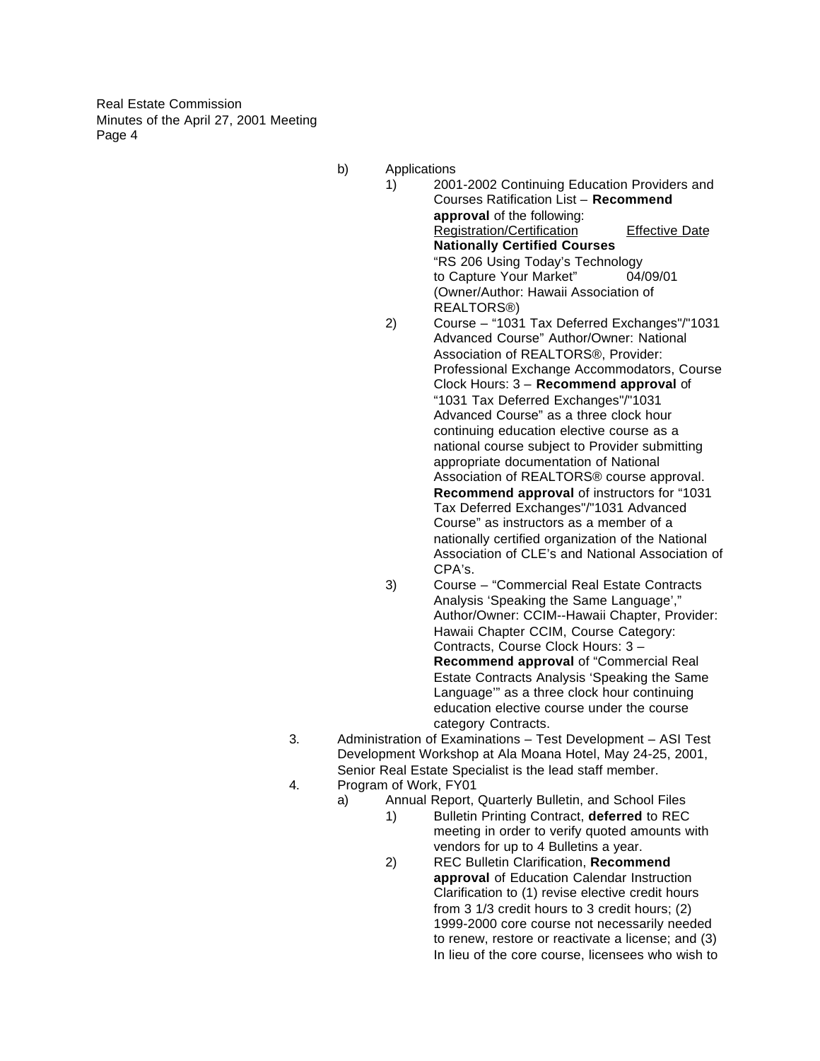b) Applications

1) 2001-2002 Continuing Education Providers and Courses Ratification List – **Recommend approval** of the following:

| Registration/Certification | Effective Date |
| --- | --- |
| **Nationally Certified Courses** | |
| "RS 206 Using Today's Technology to Capture Your Market" (Owner/Author: Hawaii Association of REALTORS®) | 04/09/01 |

2) Course – "1031 Tax Deferred Exchanges"/"1031 Advanced Course" Author/Owner: National Association of REALTORS®, Provider: Professional Exchange Accommodators, Course Clock Hours: 3 – **Recommend approval** of "1031 Tax Deferred Exchanges"/"1031 Advanced Course" as a three clock hour continuing education elective course as a national course subject to Provider submitting appropriate documentation of National Association of REALTORS® course approval. **Recommend approval** of instructors for "1031 Tax Deferred Exchanges"/"1031 Advanced Course" as instructors as a member of a nationally certified organization of the National Association of CLE's and National Association of CPA's.

3) Course – "Commercial Real Estate Contracts Analysis 'Speaking the Same Language'," Author/Owner: CCIM--Hawaii Chapter, Provider: Hawaii Chapter CCIM, Course Category: Contracts, Course Clock Hours: 3 – **Recommend approval** of "Commercial Real Estate Contracts Analysis 'Speaking the Same Language'" as a three clock hour continuing education elective course under the course category Contracts.

3. Administration of Examinations – Test Development – ASI Test Development Workshop at Ala Moana Hotel, May 24-25, 2001, Senior Real Estate Specialist is the lead staff member.

4. Program of Work, FY01

a) Annual Report, Quarterly Bulletin, and School Files

1) Bulletin Printing Contract, **deferred** to REC meeting in order to verify quoted amounts with vendors for up to 4 Bulletins a year.

2) REC Bulletin Clarification, **Recommend approval** of Education Calendar Instruction Clarification to (1) revise elective credit hours from 3 1/3 credit hours to 3 credit hours; (2) 1999-2000 core course not necessarily needed to renew, restore or reactivate a license; and (3) In lieu of the core course, licensees who wish to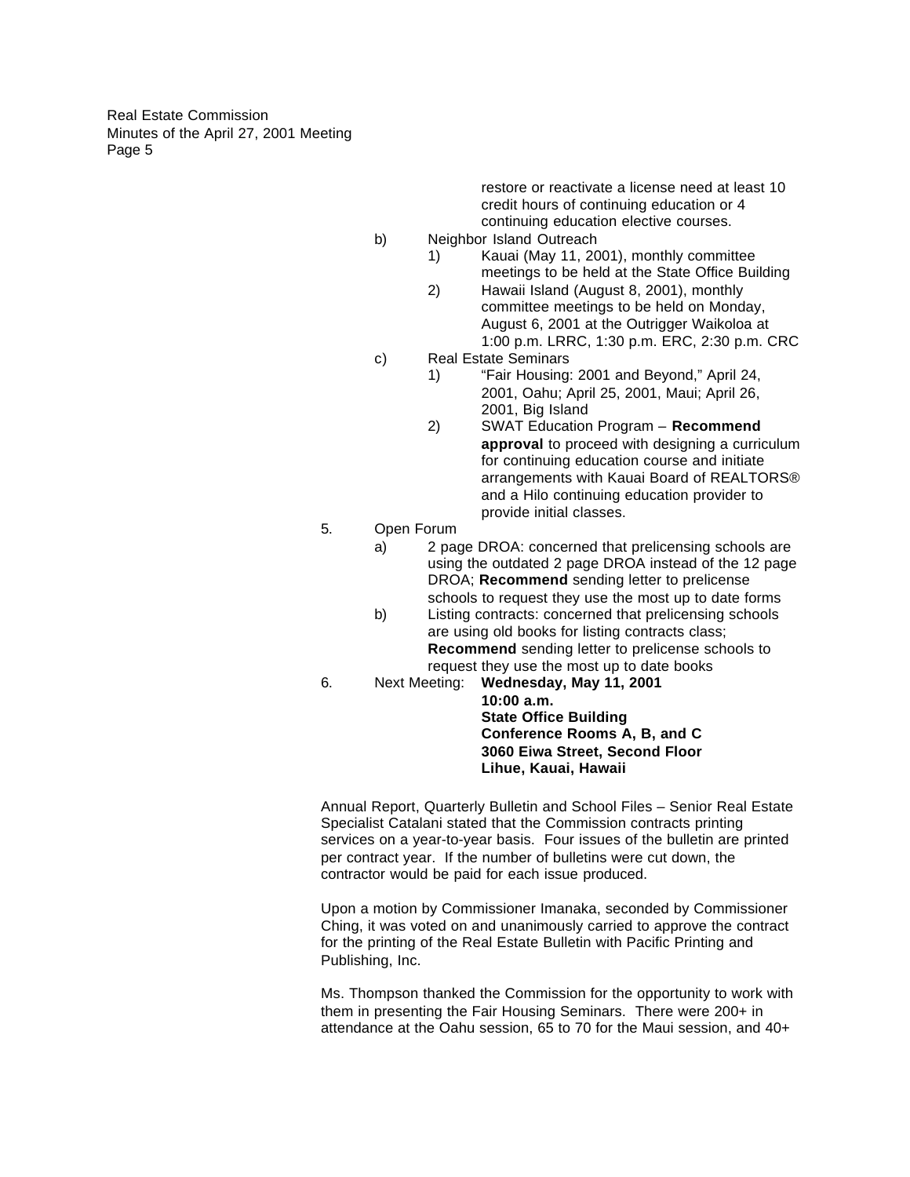restore or reactivate a license need at least 10 credit hours of continuing education or 4 continuing education elective courses.

b) Neighbor Island Outreach
   1) Kauai (May 11, 2001), monthly committee meetings to be held at the State Office Building
   2) Hawaii Island (August 8, 2001), monthly committee meetings to be held on Monday, August 6, 2001 at the Outrigger Waikoloa at 1:00 p.m. LRRC, 1:30 p.m. ERC, 2:30 p.m. CRC

c) Real Estate Seminars
   1) "Fair Housing: 2001 and Beyond," April 24, 2001, Oahu; April 25, 2001, Maui; April 26, 2001, Big Island
   2) SWAT Education Program – **Recommend approval** to proceed with designing a curriculum for continuing education course and initiate arrangements with Kauai Board of REALTORS® and a Hilo continuing education provider to provide initial classes.

5. Open Forum
   a) 2 page DROA: concerned that prelicensing schools are using the outdated 2 page DROA instead of the 12 page DROA; **Recommend** sending letter to prelicense schools to request they use the most up to date forms
   b) Listing contracts: concerned that prelicensing schools are using old books for listing contracts class; **Recommend** sending letter to prelicense schools to request they use the most up to date books

6. Next Meeting: **Wednesday, May 11, 2001**
   **10:00 a.m.**
   **State Office Building**
   **Conference Rooms A, B, and C**
   **3060 Eiwa Street, Second Floor**
   **Lihue, Kauai, Hawaii**

Annual Report, Quarterly Bulletin and School Files – Senior Real Estate Specialist Catalani stated that the Commission contracts printing services on a year-to-year basis. Four issues of the bulletin are printed per contract year. If the number of bulletins were cut down, the contractor would be paid for each issue produced.

Upon a motion by Commissioner Imanaka, seconded by Commissioner Ching, it was voted on and unanimously carried to approve the contract for the printing of the Real Estate Bulletin with Pacific Printing and Publishing, Inc.

Ms. Thompson thanked the Commission for the opportunity to work with them in presenting the Fair Housing Seminars. There were 200+ in attendance at the Oahu session, 65 to 70 for the Maui session, and 40+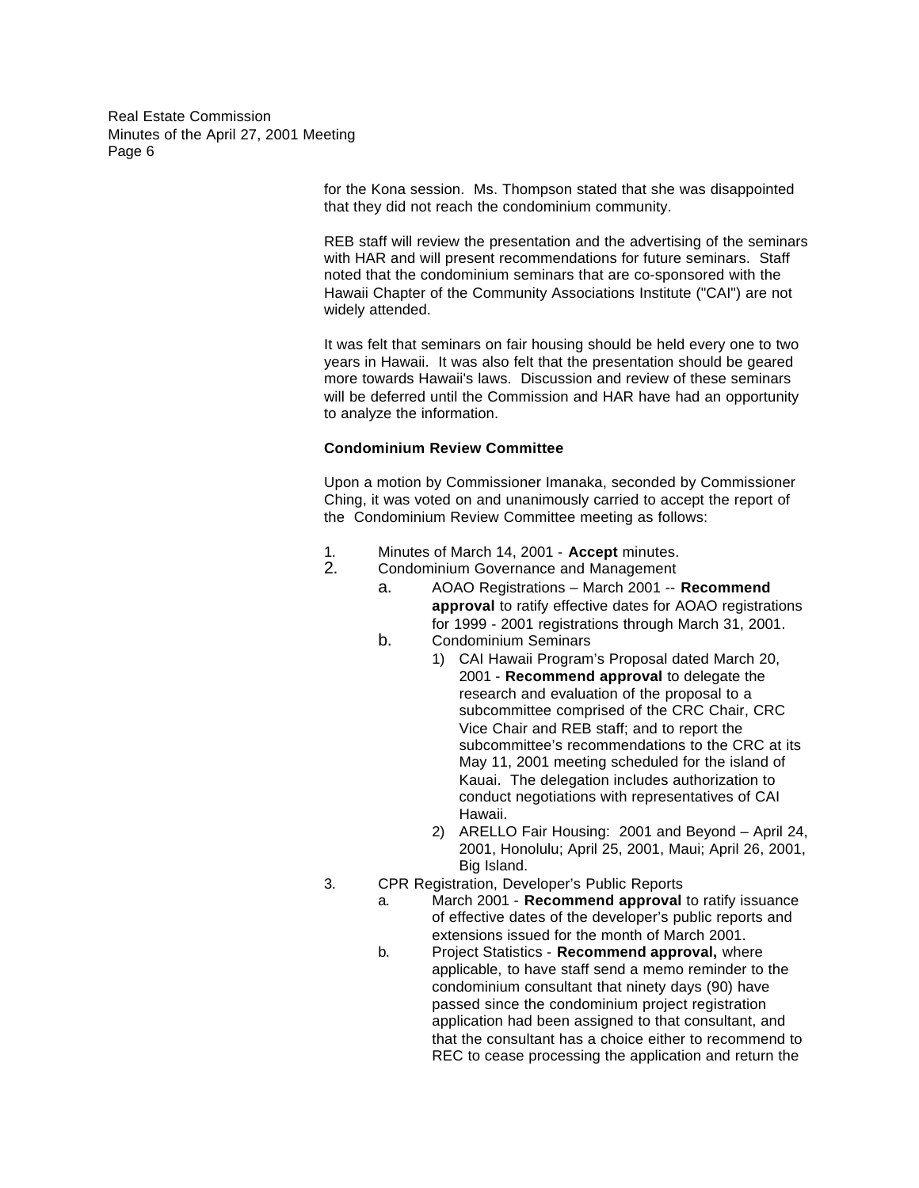for the Kona session. Ms. Thompson stated that she was disappointed that they did not reach the condominium community.

REB staff will review the presentation and the advertising of the seminars with HAR and will present recommendations for future seminars. Staff noted that the condominium seminars that are co-sponsored with the Hawaii Chapter of the Community Associations Institute ("CAI") are not widely attended.

It was felt that seminars on fair housing should be held every one to two years in Hawaii. It was also felt that the presentation should be geared more towards Hawaii's laws. Discussion and review of these seminars will be deferred until the Commission and HAR have had an opportunity to analyze the information.

**Condominium Review Committee**

Upon a motion by Commissioner Imanaka, seconded by Commissioner Ching, it was voted on and unanimously carried to accept the report of the Condominium Review Committee meeting as follows:

1. Minutes of March 14, 2001 - **Accept** minutes.
2. Condominium Governance and Management
   a. AOAO Registrations – March 2001 -- **Recommend approval** to ratify effective dates for AOAO registrations for 1999 - 2001 registrations through March 31, 2001.
   b. Condominium Seminars
      1) CAI Hawaii Program's Proposal dated March 20, 2001 - **Recommend approval** to delegate the research and evaluation of the proposal to a subcommittee comprised of the CRC Chair, CRC Vice Chair and REB staff; and to report the subcommittee's recommendations to the CRC at its May 11, 2001 meeting scheduled for the island of Kauai. The delegation includes authorization to conduct negotiations with representatives of CAI Hawaii.
      2) ARELLO Fair Housing: 2001 and Beyond – April 24, 2001, Honolulu; April 25, 2001, Maui; April 26, 2001, Big Island.
3. CPR Registration, Developer's Public Reports
   a. March 2001 - **Recommend approval** to ratify issuance of effective dates of the developer's public reports and extensions issued for the month of March 2001.
   b. Project Statistics - **Recommend approval,** where applicable, to have staff send a memo reminder to the condominium consultant that ninety days (90) have passed since the condominium project registration application had been assigned to that consultant, and that the consultant has a choice either to recommend to REC to cease processing the application and return the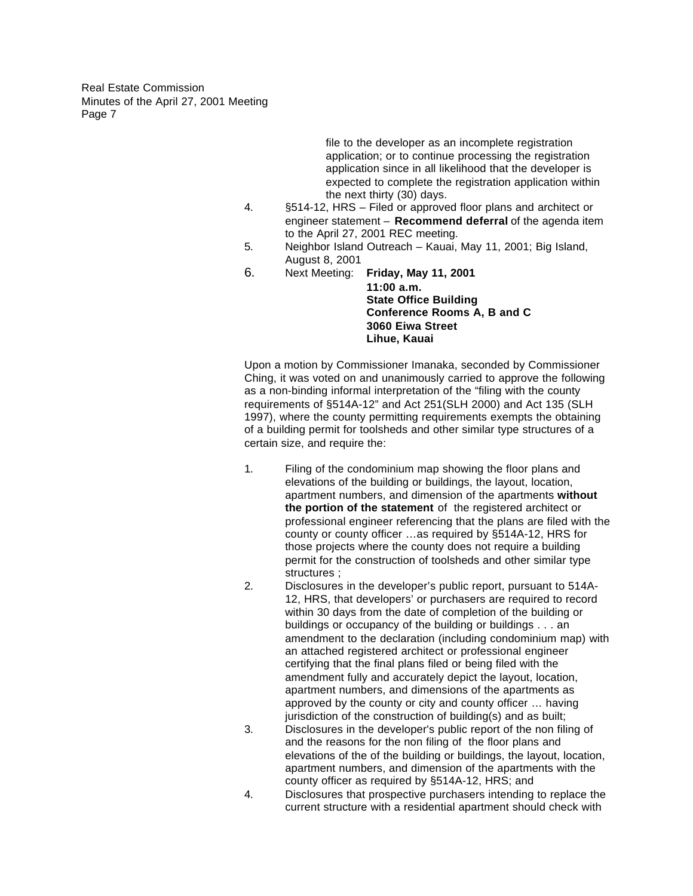file to the developer as an incomplete registration application; or to continue processing the registration application since in all likelihood that the developer is expected to complete the registration application within the next thirty (30) days.

4. §514-12, HRS – Filed or approved floor plans and architect or engineer statement – **Recommend deferral** of the agenda item to the April 27, 2001 REC meeting.
5. Neighbor Island Outreach – Kauai, May 11, 2001; Big Island, August 8, 2001
6. Next Meeting: **Friday, May 11, 2001**
   **11:00 a.m.**
   **State Office Building**
   **Conference Rooms A, B and C**
   **3060 Eiwa Street**
   **Lihue, Kauai**

Upon a motion by Commissioner Imanaka, seconded by Commissioner Ching, it was voted on and unanimously carried to approve the following as a non-binding informal interpretation of the "filing with the county requirements of §514A-12" and Act 251(SLH 2000) and Act 135 (SLH 1997), where the county permitting requirements exempts the obtaining of a building permit for toolsheds and other similar type structures of a certain size, and require the:

1. Filing of the condominium map showing the floor plans and elevations of the building or buildings, the layout, location, apartment numbers, and dimension of the apartments **without the portion of the statement** of the registered architect or professional engineer referencing that the plans are filed with the county or county officer …as required by §514A-12, HRS for those projects where the county does not require a building permit for the construction of toolsheds and other similar type structures ;
2. Disclosures in the developer's public report, pursuant to 514A-12, HRS, that developers' or purchasers are required to record within 30 days from the date of completion of the building or buildings or occupancy of the building or buildings . . . an amendment to the declaration (including condominium map) with an attached registered architect or professional engineer certifying that the final plans filed or being filed with the amendment fully and accurately depict the layout, location, apartment numbers, and dimensions of the apartments as approved by the county or city and county officer … having jurisdiction of the construction of building(s) and as built;
3. Disclosures in the developer's public report of the non filing of and the reasons for the non filing of the floor plans and elevations of the of the building or buildings, the layout, location, apartment numbers, and dimension of the apartments with the county officer as required by §514A-12, HRS; and
4. Disclosures that prospective purchasers intending to replace the current structure with a residential apartment should check with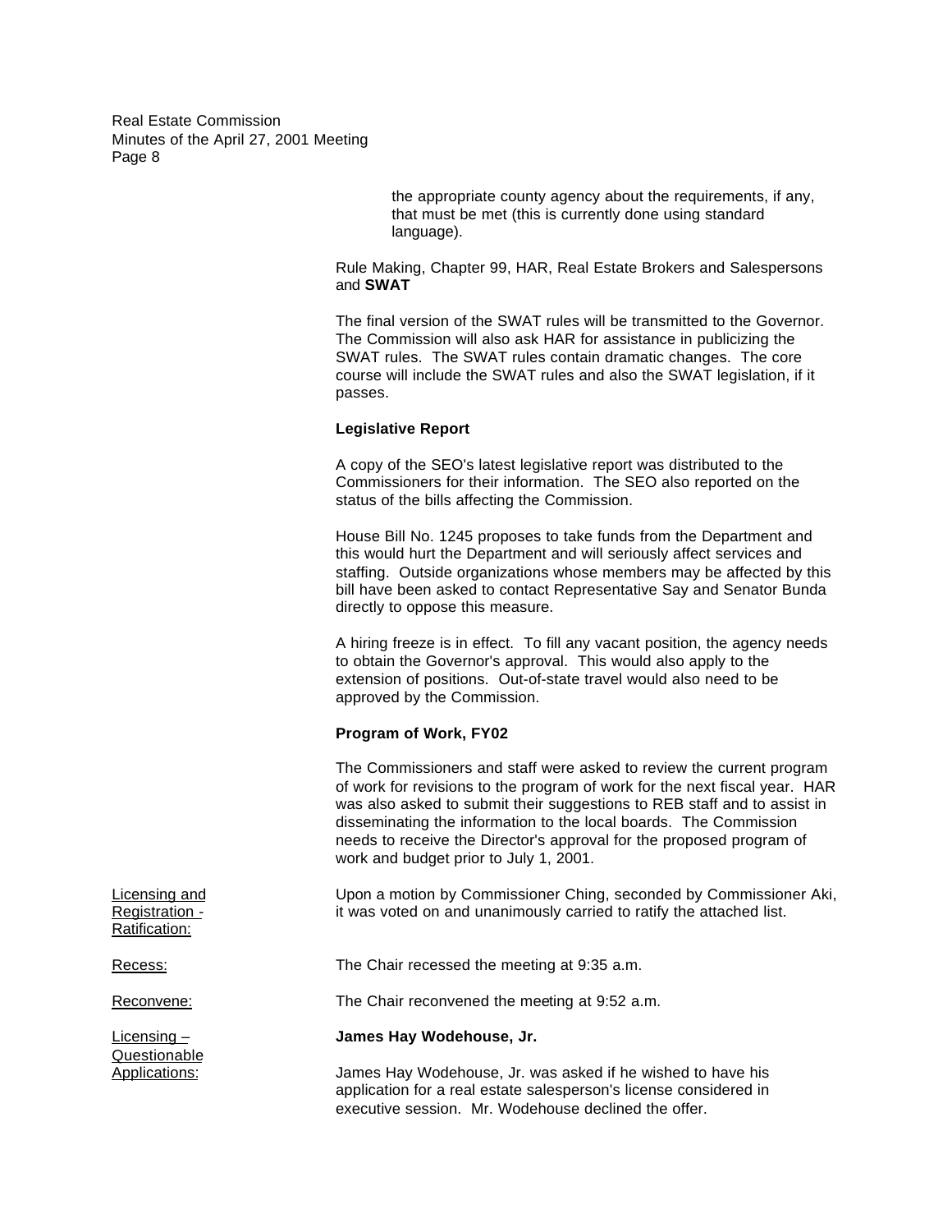the appropriate county agency about the requirements, if any, that must be met (this is currently done using standard language).

Rule Making, Chapter 99, HAR, Real Estate Brokers and Salespersons and **SWAT**

The final version of the SWAT rules will be transmitted to the Governor. The Commission will also ask HAR for assistance in publicizing the SWAT rules. The SWAT rules contain dramatic changes. The core course will include the SWAT rules and also the SWAT legislation, if it passes.

**Legislative Report**

A copy of the SEO's latest legislative report was distributed to the Commissioners for their information. The SEO also reported on the status of the bills affecting the Commission.

House Bill No. 1245 proposes to take funds from the Department and this would hurt the Department and will seriously affect services and staffing. Outside organizations whose members may be affected by this bill have been asked to contact Representative Say and Senator Bunda directly to oppose this measure.

A hiring freeze is in effect. To fill any vacant position, the agency needs to obtain the Governor's approval. This would also apply to the extension of positions. Out-of-state travel would also need to be approved by the Commission.

**Program of Work, FY02**

The Commissioners and staff were asked to review the current program of work for revisions to the program of work for the next fiscal year. HAR was also asked to submit their suggestions to REB staff and to assist in disseminating the information to the local boards. The Commission needs to receive the Director's approval for the proposed program of work and budget prior to July 1, 2001.

Licensing and Registration - Ratification: Upon a motion by Commissioner Ching, seconded by Commissioner Aki, it was voted on and unanimously carried to ratify the attached list.

Recess: The Chair recessed the meeting at 9:35 a.m.

Reconvene: The Chair reconvened the meeting at 9:52 a.m.

Licensing – Questionable Applications:

**James Hay Wodehouse, Jr.**

James Hay Wodehouse, Jr. was asked if he wished to have his application for a real estate salesperson's license considered in executive session. Mr. Wodehouse declined the offer.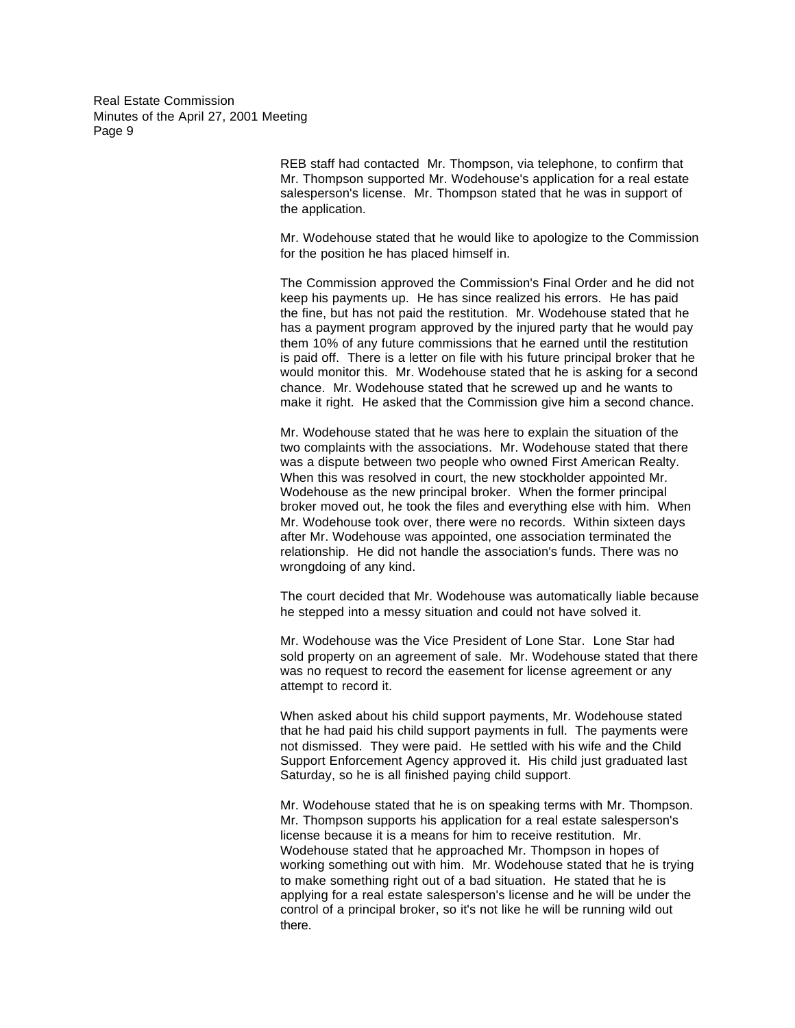REB staff had contacted Mr. Thompson, via telephone, to confirm that Mr. Thompson supported Mr. Wodehouse's application for a real estate salesperson's license. Mr. Thompson stated that he was in support of the application.

Mr. Wodehouse stated that he would like to apologize to the Commission for the position he has placed himself in.

The Commission approved the Commission's Final Order and he did not keep his payments up. He has since realized his errors. He has paid the fine, but has not paid the restitution. Mr. Wodehouse stated that he has a payment program approved by the injured party that he would pay them 10% of any future commissions that he earned until the restitution is paid off. There is a letter on file with his future principal broker that he would monitor this. Mr. Wodehouse stated that he is asking for a second chance. Mr. Wodehouse stated that he screwed up and he wants to make it right. He asked that the Commission give him a second chance.

Mr. Wodehouse stated that he was here to explain the situation of the two complaints with the associations. Mr. Wodehouse stated that there was a dispute between two people who owned First American Realty. When this was resolved in court, the new stockholder appointed Mr. Wodehouse as the new principal broker. When the former principal broker moved out, he took the files and everything else with him. When Mr. Wodehouse took over, there were no records. Within sixteen days after Mr. Wodehouse was appointed, one association terminated the relationship. He did not handle the association's funds. There was no wrongdoing of any kind.

The court decided that Mr. Wodehouse was automatically liable because he stepped into a messy situation and could not have solved it.

Mr. Wodehouse was the Vice President of Lone Star. Lone Star had sold property on an agreement of sale. Mr. Wodehouse stated that there was no request to record the easement for license agreement or any attempt to record it.

When asked about his child support payments, Mr. Wodehouse stated that he had paid his child support payments in full. The payments were not dismissed. They were paid. He settled with his wife and the Child Support Enforcement Agency approved it. His child just graduated last Saturday, so he is all finished paying child support.

Mr. Wodehouse stated that he is on speaking terms with Mr. Thompson. Mr. Thompson supports his application for a real estate salesperson's license because it is a means for him to receive restitution. Mr. Wodehouse stated that he approached Mr. Thompson in hopes of working something out with him. Mr. Wodehouse stated that he is trying to make something right out of a bad situation. He stated that he is applying for a real estate salesperson's license and he will be under the control of a principal broker, so it's not like he will be running wild out there.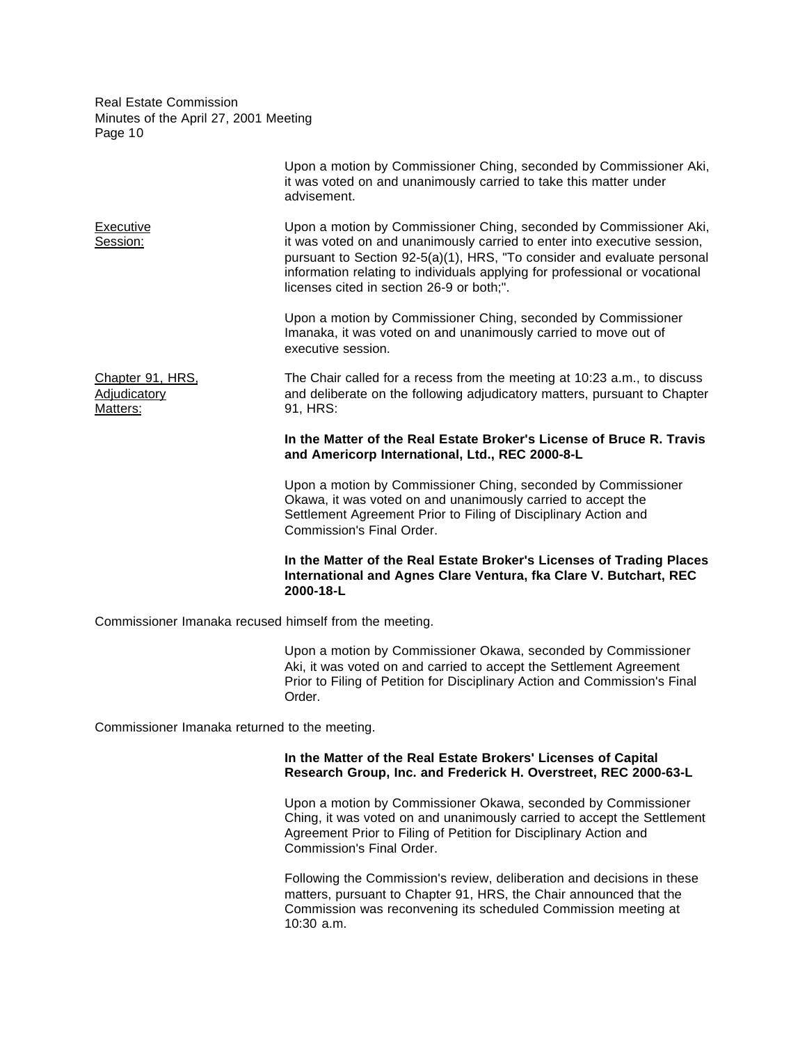Upon a motion by Commissioner Ching, seconded by Commissioner Aki, it was voted on and unanimously carried to take this matter under advisement.

Executive Session:

Upon a motion by Commissioner Ching, seconded by Commissioner Aki, it was voted on and unanimously carried to enter into executive session, pursuant to Section 92-5(a)(1), HRS, "To consider and evaluate personal information relating to individuals applying for professional or vocational licenses cited in section 26-9 or both;".

Upon a motion by Commissioner Ching, seconded by Commissioner Imanaka, it was voted on and unanimously carried to move out of executive session.

Chapter 91, HRS, Adjudicatory Matters:

The Chair called for a recess from the meeting at 10:23 a.m., to discuss and deliberate on the following adjudicatory matters, pursuant to Chapter 91, HRS:

**In the Matter of the Real Estate Broker's License of Bruce R. Travis and Americorp International, Ltd., REC 2000-8-L**

Upon a motion by Commissioner Ching, seconded by Commissioner Okawa, it was voted on and unanimously carried to accept the Settlement Agreement Prior to Filing of Disciplinary Action and Commission's Final Order.

**In the Matter of the Real Estate Broker's Licenses of Trading Places International and Agnes Clare Ventura, fka Clare V. Butchart, REC 2000-18-L**

Commissioner Imanaka recused himself from the meeting.

Upon a motion by Commissioner Okawa, seconded by Commissioner Aki, it was voted on and carried to accept the Settlement Agreement Prior to Filing of Petition for Disciplinary Action and Commission's Final Order.

Commissioner Imanaka returned to the meeting.

**In the Matter of the Real Estate Brokers' Licenses of Capital Research Group, Inc. and Frederick H. Overstreet, REC 2000-63-L**

Upon a motion by Commissioner Okawa, seconded by Commissioner Ching, it was voted on and unanimously carried to accept the Settlement Agreement Prior to Filing of Petition for Disciplinary Action and Commission's Final Order.

Following the Commission's review, deliberation and decisions in these matters, pursuant to Chapter 91, HRS, the Chair announced that the Commission was reconvening its scheduled Commission meeting at 10:30 a.m.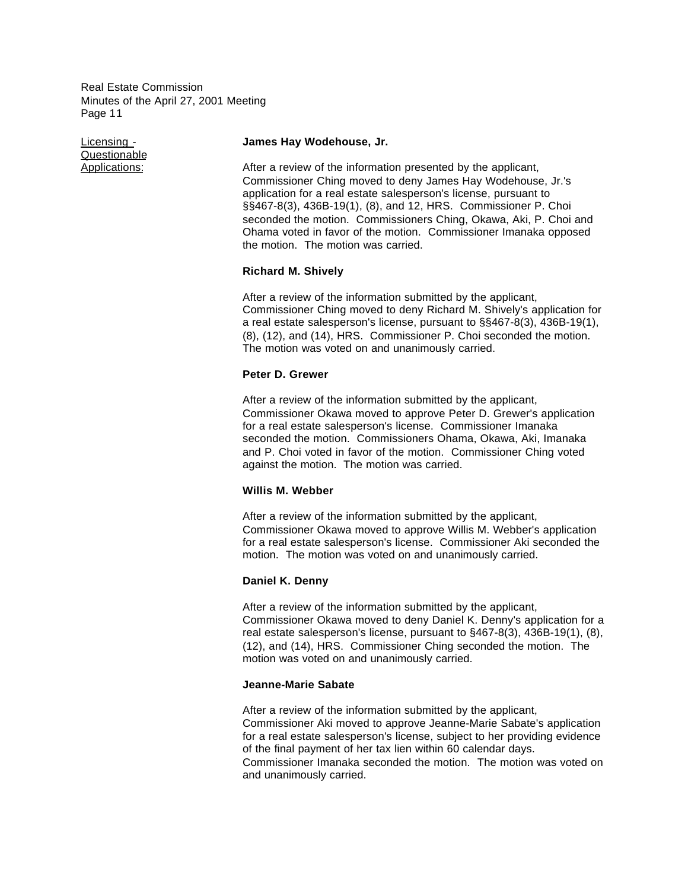Licensing - Questionable Applications:

**James Hay Wodehouse, Jr.**

After a review of the information presented by the applicant, Commissioner Ching moved to deny James Hay Wodehouse, Jr.'s application for a real estate salesperson's license, pursuant to §§467-8(3), 436B-19(1), (8), and 12, HRS. Commissioner P. Choi seconded the motion. Commissioners Ching, Okawa, Aki, P. Choi and Ohama voted in favor of the motion. Commissioner Imanaka opposed the motion. The motion was carried.

**Richard M. Shively**

After a review of the information submitted by the applicant, Commissioner Ching moved to deny Richard M. Shively's application for a real estate salesperson's license, pursuant to §§467-8(3), 436B-19(1), (8), (12), and (14), HRS. Commissioner P. Choi seconded the motion. The motion was voted on and unanimously carried.

**Peter D. Grewer**

After a review of the information submitted by the applicant, Commissioner Okawa moved to approve Peter D. Grewer's application for a real estate salesperson's license. Commissioner Imanaka seconded the motion. Commissioners Ohama, Okawa, Aki, Imanaka and P. Choi voted in favor of the motion. Commissioner Ching voted against the motion. The motion was carried.

**Willis M. Webber**

After a review of the information submitted by the applicant, Commissioner Okawa moved to approve Willis M. Webber's application for a real estate salesperson's license. Commissioner Aki seconded the motion. The motion was voted on and unanimously carried.

**Daniel K. Denny**

After a review of the information submitted by the applicant, Commissioner Okawa moved to deny Daniel K. Denny's application for a real estate salesperson's license, pursuant to §467-8(3), 436B-19(1), (8), (12), and (14), HRS. Commissioner Ching seconded the motion. The motion was voted on and unanimously carried.

**Jeanne-Marie Sabate**

After a review of the information submitted by the applicant, Commissioner Aki moved to approve Jeanne-Marie Sabate's application for a real estate salesperson's license, subject to her providing evidence of the final payment of her tax lien within 60 calendar days. Commissioner Imanaka seconded the motion. The motion was voted on and unanimously carried.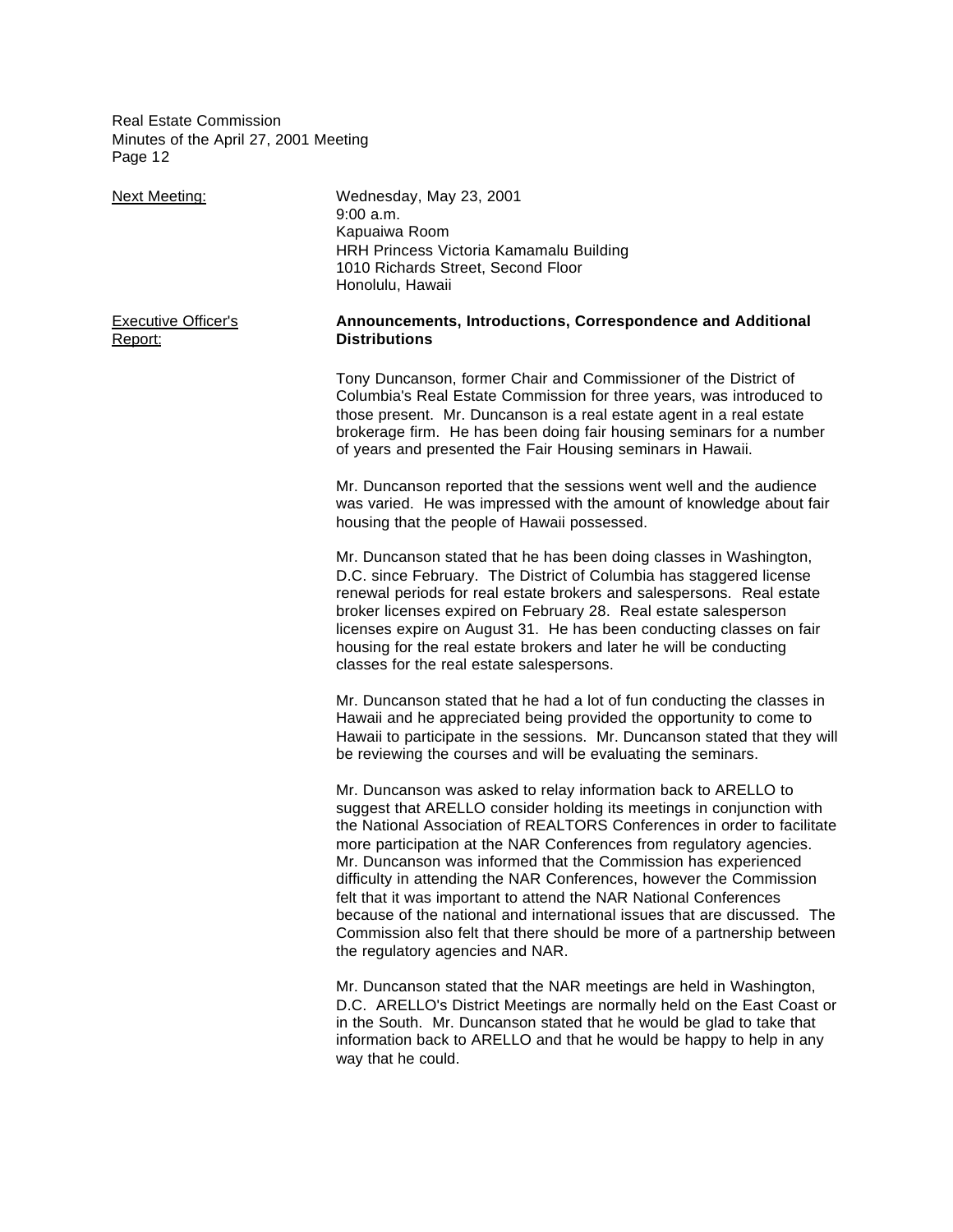Next Meeting: Wednesday, May 23, 2001
9:00 a.m.
Kapuaiwa Room
HRH Princess Victoria Kamamalu Building
1010 Richards Street, Second Floor
Honolulu, Hawaii

Executive Officer's Report:

**Announcements, Introductions, Correspondence and Additional Distributions**

Tony Duncanson, former Chair and Commissioner of the District of Columbia's Real Estate Commission for three years, was introduced to those present. Mr. Duncanson is a real estate agent in a real estate brokerage firm. He has been doing fair housing seminars for a number of years and presented the Fair Housing seminars in Hawaii.

Mr. Duncanson reported that the sessions went well and the audience was varied. He was impressed with the amount of knowledge about fair housing that the people of Hawaii possessed.

Mr. Duncanson stated that he has been doing classes in Washington, D.C. since February. The District of Columbia has staggered license renewal periods for real estate brokers and salespersons. Real estate broker licenses expired on February 28. Real estate salesperson licenses expire on August 31. He has been conducting classes on fair housing for the real estate brokers and later he will be conducting classes for the real estate salespersons.

Mr. Duncanson stated that he had a lot of fun conducting the classes in Hawaii and he appreciated being provided the opportunity to come to Hawaii to participate in the sessions. Mr. Duncanson stated that they will be reviewing the courses and will be evaluating the seminars.

Mr. Duncanson was asked to relay information back to ARELLO to suggest that ARELLO consider holding its meetings in conjunction with the National Association of REALTORS Conferences in order to facilitate more participation at the NAR Conferences from regulatory agencies. Mr. Duncanson was informed that the Commission has experienced difficulty in attending the NAR Conferences, however the Commission felt that it was important to attend the NAR National Conferences because of the national and international issues that are discussed. The Commission also felt that there should be more of a partnership between the regulatory agencies and NAR.

Mr. Duncanson stated that the NAR meetings are held in Washington, D.C. ARELLO's District Meetings are normally held on the East Coast or in the South. Mr. Duncanson stated that he would be glad to take that information back to ARELLO and that he would be happy to help in any way that he could.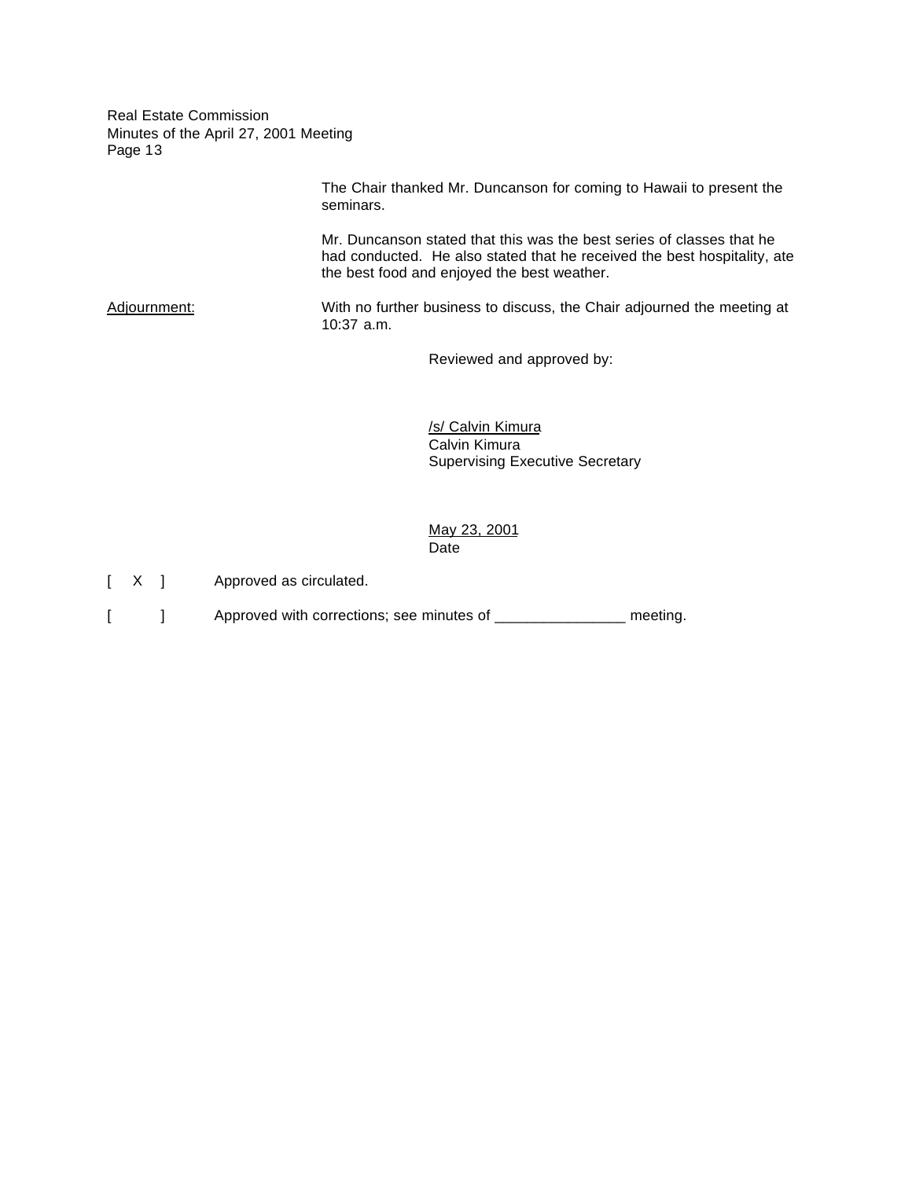The Chair thanked Mr. Duncanson for coming to Hawaii to present the seminars.

Mr. Duncanson stated that this was the best series of classes that he had conducted. He also stated that he received the best hospitality, ate the best food and enjoyed the best weather.

Adjournment: With no further business to discuss, the Chair adjourned the meeting at 10:37 a.m.

Reviewed and approved by:

/s/ Calvin Kimura
Calvin Kimura
Supervising Executive Secretary

May 23, 2001
Date

[ X ] Approved as circulated.

[ ] Approved with corrections; see minutes of _______________ meeting.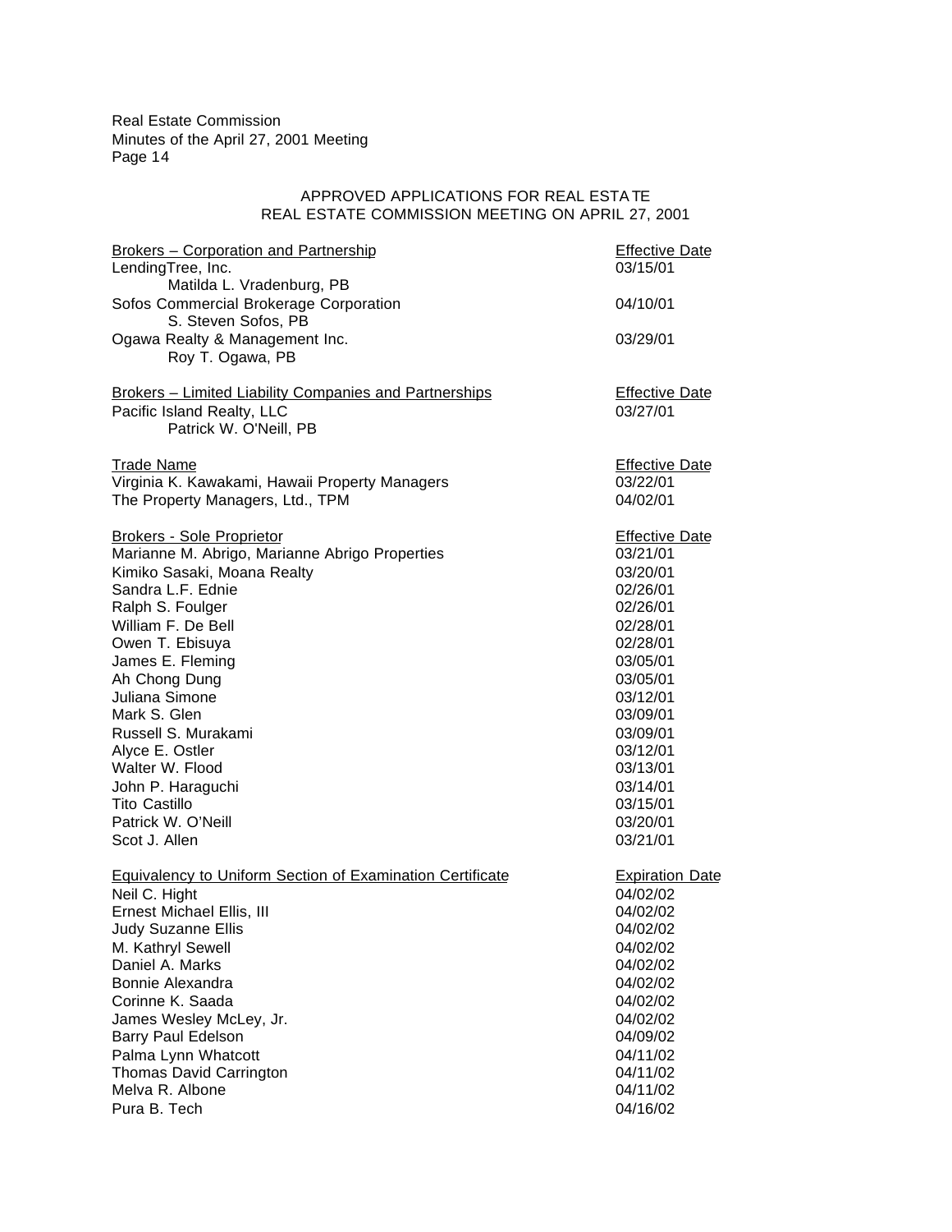## APPROVED APPLICATIONS FOR REAL ESTATE
## REAL ESTATE COMMISSION MEETING ON APRIL 27, 2001

| Brokers – Corporation and Partnership | Effective Date |
|---|---|
| LendingTree, Inc. | 03/15/01 |
| Matilda L. Vradenburg, PB | |
| Sofos Commercial Brokerage Corporation | 04/10/01 |
| S. Steven Sofos, PB | |
| Ogawa Realty & Management Inc. | 03/29/01 |
| Roy T. Ogawa, PB | |

| Brokers – Limited Liability Companies and Partnerships | Effective Date |
|---|---|
| Pacific Island Realty, LLC | 03/27/01 |
| Patrick W. O'Neill, PB | |

| Trade Name | Effective Date |
|---|---|
| Virginia K. Kawakami, Hawaii Property Managers | 03/22/01 |
| The Property Managers, Ltd., TPM | 04/02/01 |

| Brokers - Sole Proprietor | Effective Date |
|---|---|
| Marianne M. Abrigo, Marianne Abrigo Properties | 03/21/01 |
| Kimiko Sasaki, Moana Realty | 03/20/01 |
| Sandra L.F. Ednie | 02/26/01 |
| Ralph S. Foulger | 02/26/01 |
| William F. De Bell | 02/28/01 |
| Owen T. Ebisuya | 02/28/01 |
| James E. Fleming | 03/05/01 |
| Ah Chong Dung | 03/05/01 |
| Juliana Simone | 03/12/01 |
| Mark S. Glen | 03/09/01 |
| Russell S. Murakami | 03/09/01 |
| Alyce E. Ostler | 03/12/01 |
| Walter W. Flood | 03/13/01 |
| John P. Haraguchi | 03/14/01 |
| Tito Castillo | 03/15/01 |
| Patrick W. O'Neill | 03/20/01 |
| Scot J. Allen | 03/21/01 |

| Equivalency to Uniform Section of Examination Certificate | Expiration Date |
|---|---|
| Neil C. Hight | 04/02/02 |
| Ernest Michael Ellis, III | 04/02/02 |
| Judy Suzanne Ellis | 04/02/02 |
| M. Kathryl Sewell | 04/02/02 |
| Daniel A. Marks | 04/02/02 |
| Bonnie Alexandra | 04/02/02 |
| Corinne K. Saada | 04/02/02 |
| James Wesley McLey, Jr. | 04/02/02 |
| Barry Paul Edelson | 04/09/02 |
| Palma Lynn Whatcott | 04/11/02 |
| Thomas David Carrington | 04/11/02 |
| Melva R. Albone | 04/11/02 |
| Pura B. Tech | 04/16/02 |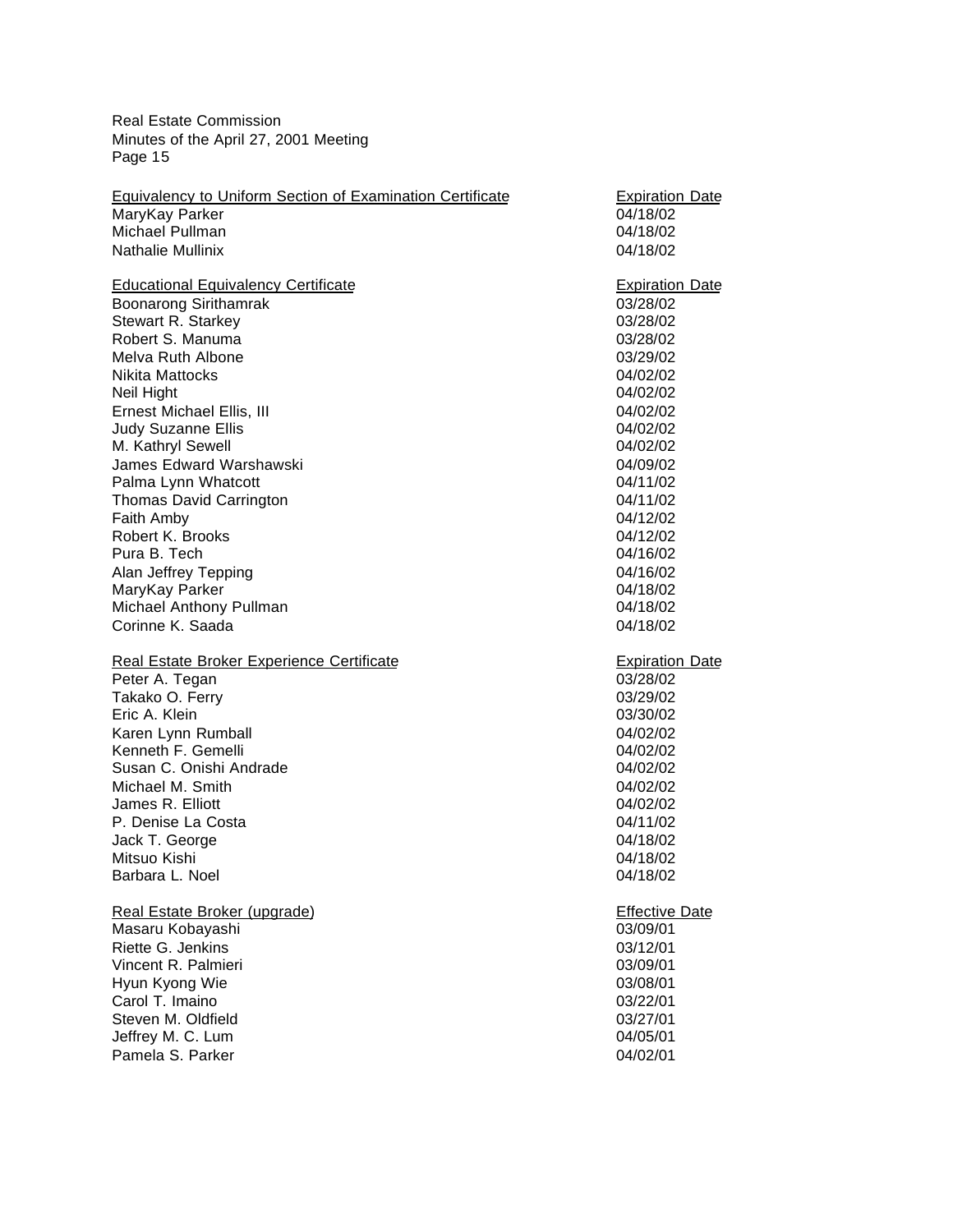| Equivalency to Uniform Section of Examination Certificate | Expiration Date |
|---|---|
| MaryKay Parker | 04/18/02 |
| Michael Pullman | 04/18/02 |
| Nathalie Mullinix | 04/18/02 |

| Educational Equivalency Certificate | Expiration Date |
|---|---|
| Boonarong Sirithamrak | 03/28/02 |
| Stewart R. Starkey | 03/28/02 |
| Robert S. Manuma | 03/28/02 |
| Melva Ruth Albone | 03/29/02 |
| Nikita Mattocks | 04/02/02 |
| Neil Hight | 04/02/02 |
| Ernest Michael Ellis, III | 04/02/02 |
| Judy Suzanne Ellis | 04/02/02 |
| M. Kathryl Sewell | 04/02/02 |
| James Edward Warshawski | 04/09/02 |
| Palma Lynn Whatcott | 04/11/02 |
| Thomas David Carrington | 04/11/02 |
| Faith Amby | 04/12/02 |
| Robert K. Brooks | 04/12/02 |
| Pura B. Tech | 04/16/02 |
| Alan Jeffrey Tepping | 04/16/02 |
| MaryKay Parker | 04/18/02 |
| Michael Anthony Pullman | 04/18/02 |
| Corinne K. Saada | 04/18/02 |

| Real Estate Broker Experience Certificate | Expiration Date |
|---|---|
| Peter A. Tegan | 03/28/02 |
| Takako O. Ferry | 03/29/02 |
| Eric A. Klein | 03/30/02 |
| Karen Lynn Rumball | 04/02/02 |
| Kenneth F. Gemelli | 04/02/02 |
| Susan C. Onishi Andrade | 04/02/02 |
| Michael M. Smith | 04/02/02 |
| James R. Elliott | 04/02/02 |
| P. Denise La Costa | 04/11/02 |
| Jack T. George | 04/18/02 |
| Mitsuo Kishi | 04/18/02 |
| Barbara L. Noel | 04/18/02 |

| Real Estate Broker (upgrade) | Effective Date |
|---|---|
| Masaru Kobayashi | 03/09/01 |
| Riette G. Jenkins | 03/12/01 |
| Vincent R. Palmieri | 03/09/01 |
| Hyun Kyong Wie | 03/08/01 |
| Carol T. Imaino | 03/22/01 |
| Steven M. Oldfield | 03/27/01 |
| Jeffrey M. C. Lum | 04/05/01 |
| Pamela S. Parker | 04/02/01 |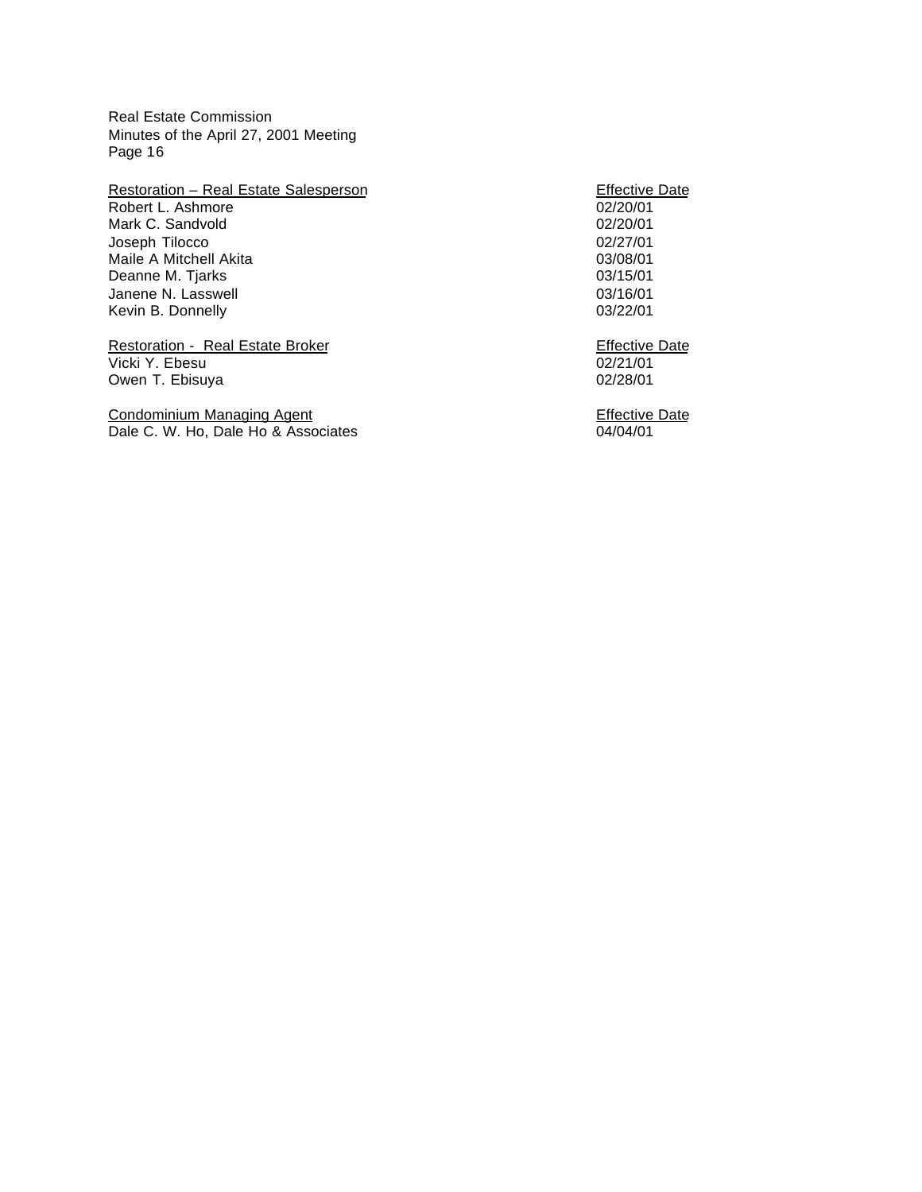| Restoration – Real Estate Salesperson | Effective Date |
| --- | --- |
| Robert L. Ashmore | 02/20/01 |
| Mark C. Sandvold | 02/20/01 |
| Joseph Tilocco | 02/27/01 |
| Maile A Mitchell Akita | 03/08/01 |
| Deanne M. Tjarks | 03/15/01 |
| Janene N. Lasswell | 03/16/01 |
| Kevin B. Donnelly | 03/22/01 |

| Restoration - Real Estate Broker | Effective Date |
| --- | --- |
| Vicki Y. Ebesu | 02/21/01 |
| Owen T. Ebisuya | 02/28/01 |

| Condominium Managing Agent | Effective Date |
| --- | --- |
| Dale C. W. Ho, Dale Ho & Associates | 04/04/01 |